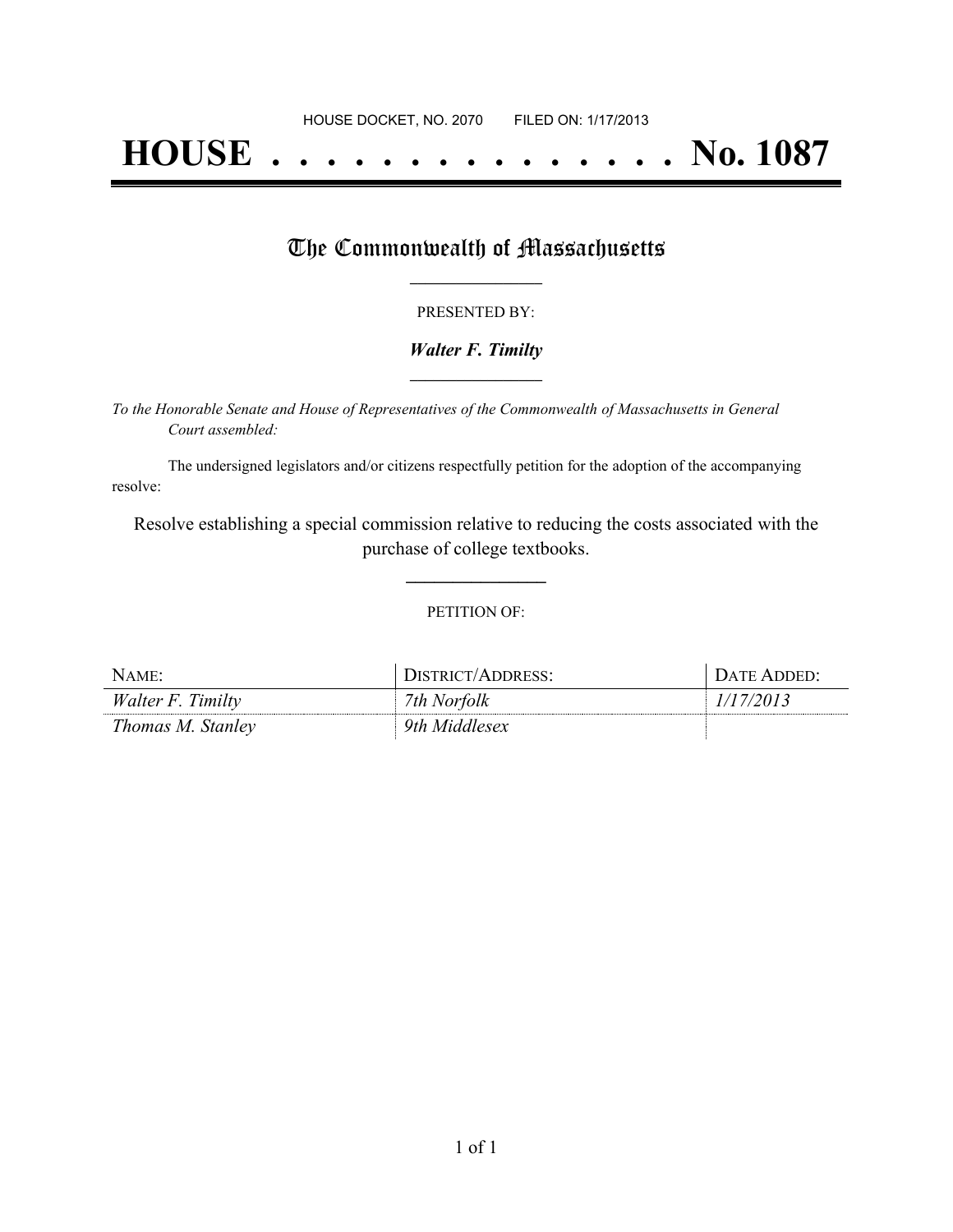HOUSE DOCKET, NO. 2070 FILED ON: 1/17/2013

# HOUSE . . . . . . . . . . . . . . . No. 1087

## The Commonwealth of Massachusetts

PRESENTED BY:

***Walter F. Timilty***

*To the Honorable Senate and House of Representatives of the Commonwealth of Massachusetts in General Court assembled:*

The undersigned legislators and/or citizens respectfully petition for the adoption of the accompanying resolve:

Resolve establishing a special commission relative to reducing the costs associated with the purchase of college textbooks.

PETITION OF:

| NAME: | DISTRICT/ADDRESS: | DATE ADDED: |
|---|---|---|
| *Walter F. Timilty* | *7th Norfolk* | *1/17/2013* |
| *Thomas M. Stanley* | *9th Middlesex* | |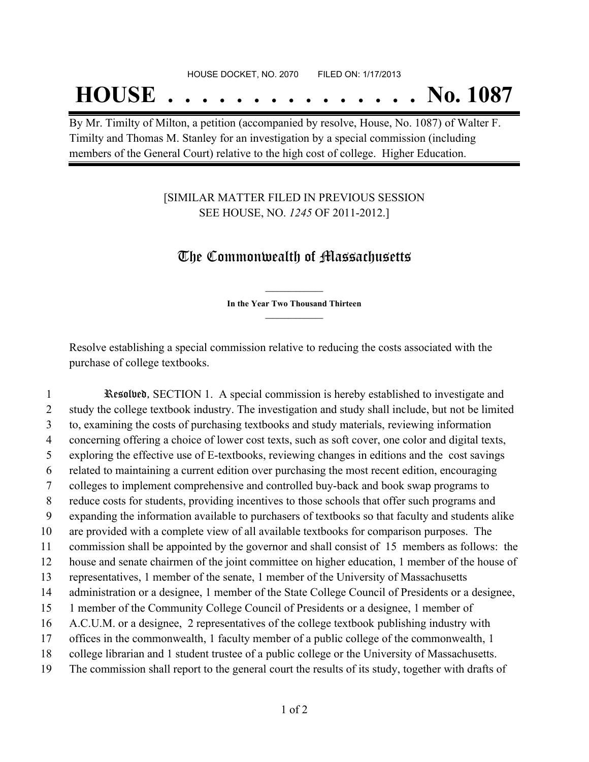HOUSE DOCKET, NO. 2070 FILED ON: 1/17/2013

# HOUSE . . . . . . . . . . . . . . . No. 1087

By Mr. Timilty of Milton, a petition (accompanied by resolve, House, No. 1087) of Walter F. Timilty and Thomas M. Stanley for an investigation by a special commission (including members of the General Court) relative to the high cost of college. Higher Education.

[SIMILAR MATTER FILED IN PREVIOUS SESSION SEE HOUSE, NO. *1245* OF 2011-2012.]

## The Commonwealth of Massachusetts

**In the Year Two Thousand Thirteen**

Resolve establishing a special commission relative to reducing the costs associated with the purchase of college textbooks.

1 **Resolved**, SECTION 1. A special commission is hereby established to investigate and
2 study the college textbook industry. The investigation and study shall include, but not be limited
3 to, examining the costs of purchasing textbooks and study materials, reviewing information
4 concerning offering a choice of lower cost texts, such as soft cover, one color and digital texts,
5 exploring the effective use of E-textbooks, reviewing changes in editions and the cost savings
6 related to maintaining a current edition over purchasing the most recent edition, encouraging
7 colleges to implement comprehensive and controlled buy-back and book swap programs to
8 reduce costs for students, providing incentives to those schools that offer such programs and
9 expanding the information available to purchasers of textbooks so that faculty and students alike
10 are provided with a complete view of all available textbooks for comparison purposes. The
11 commission shall be appointed by the governor and shall consist of 15 members as follows: the
12 house and senate chairmen of the joint committee on higher education, 1 member of the house of
13 representatives, 1 member of the senate, 1 member of the University of Massachusetts
14 administration or a designee, 1 member of the State College Council of Presidents or a designee,
15 1 member of the Community College Council of Presidents or a designee, 1 member of
16 A.C.U.M. or a designee, 2 representatives of the college textbook publishing industry with
17 offices in the commonwealth, 1 faculty member of a public college of the commonwealth, 1
18 college librarian and 1 student trustee of a public college or the University of Massachusetts.
19 The commission shall report to the general court the results of its study, together with drafts of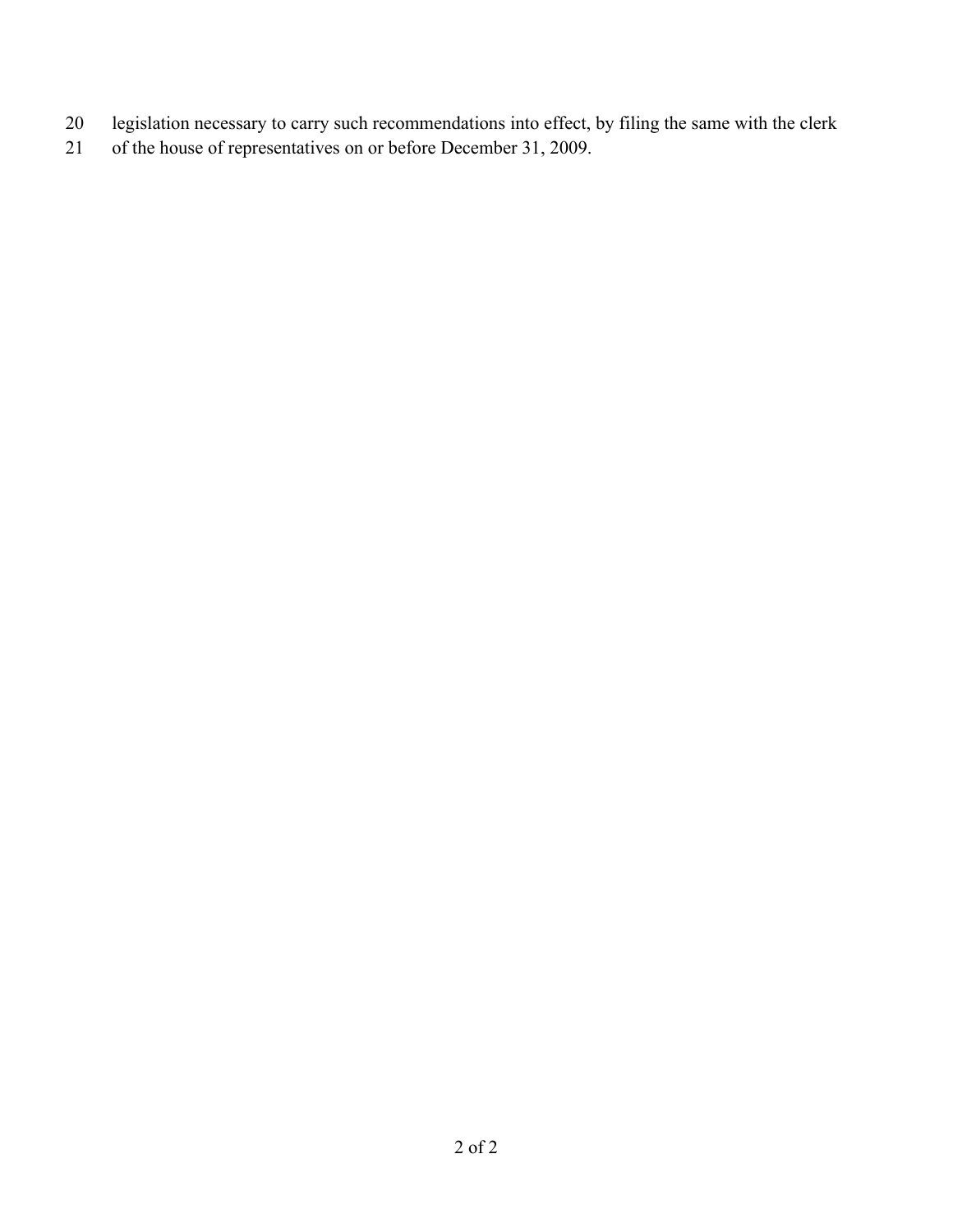20 legislation necessary to carry such recommendations into effect, by filing the same with the clerk
21 of the house of representatives on or before December 31, 2009.